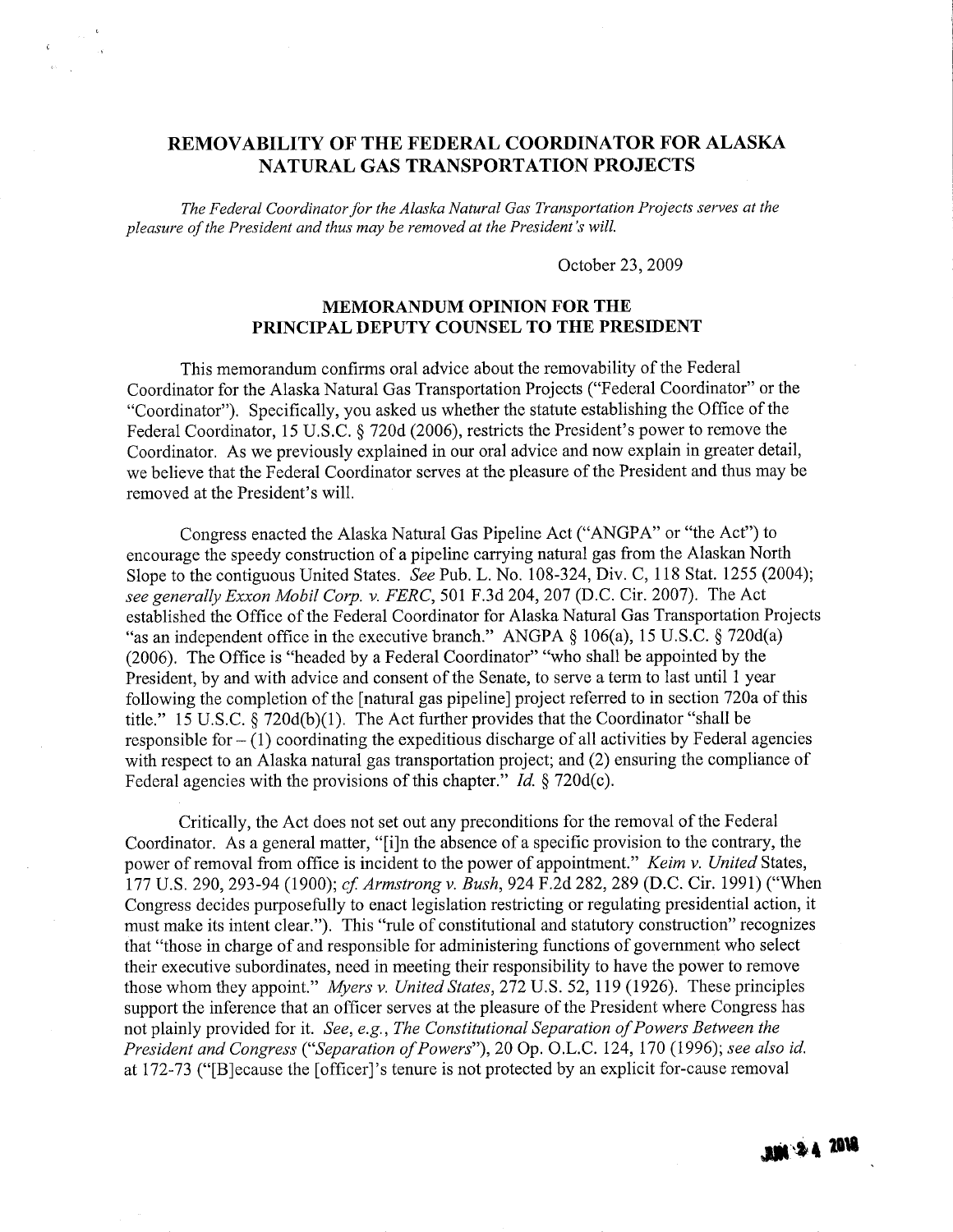# REMOVABILITY OF THE FEDERAL COORDINATOR FOR ALASKA NATURAL GAS TRANSPORTATION PROJECTS

*The Federal Coordinator for the Alaska Natural Gas Transportation Projects serves at the pleasure of the President and thus may be removed at the President's will.*

October 23, 2009

## MEMORANDUM OPINION FOR THE PRINCIPAL DEPUTY COUNSEL TO THE PRESIDENT

This memorandum confirms oral advice about the removability of the Federal Coordinator for the Alaska Natural Gas Transportation Projects ("Federal Coordinator" or the "Coordinator"). Specifically, you asked us whether the statute establishing the Office of the Federal Coordinator, 15 U.S.C. § 720d (2006), restricts the President's power to remove the Coordinator. As we previously explained in our oral advice and now explain in greater detail, we believe that the Federal Coordinator serves at the pleasure of the President and thus may be removed at the President's will.

Congress enacted the Alaska Natural Gas Pipeline Act ("ANGPA" or "the Act") to encourage the speedy construction of a pipeline carrying natural gas from the Alaskan North Slope to the contiguous United States. *See* Pub. L. No. 108-324, Div. C, 118 Stat. 1255 (2004); *see generally Exxon Mobil Corp. v. FERC*, 501 F.3d 204, 207 (D.C. Cir. 2007). The Act established the Office of the Federal Coordinator for Alaska Natural Gas Transportation Projects "as an independent office in the executive branch." ANGPA § 106(a), 15 U.S.C. § 720d(a) (2006). The Office is "headed by a Federal Coordinator" "who shall be appointed by the President, by and with advice and consent of the Senate, to serve a term to last until 1 year following the completion of the [natural gas pipeline] project referred to in section 720a of this title." 15 U.S.C. § 720d(b)(1). The Act further provides that the Coordinator "shall be responsible for – (1) coordinating the expeditious discharge of all activities by Federal agencies with respect to an Alaska natural gas transportation project; and (2) ensuring the compliance of Federal agencies with the provisions of this chapter." *Id.* § 720d(c).

Critically, the Act does not set out any preconditions for the removal of the Federal Coordinator. As a general matter, "[i]n the absence of a specific provision to the contrary, the power of removal from office is incident to the power of appointment." *Keim v. United* States, 177 U.S. 290, 293-94 (1900); *cf. Armstrong v. Bush*, 924 F.2d 282, 289 (D.C. Cir. 1991) ("When Congress decides purposefully to enact legislation restricting or regulating presidential action, it must make its intent clear."). This "rule of constitutional and statutory construction" recognizes that "those in charge of and responsible for administering functions of government who select their executive subordinates, need in meeting their responsibility to have the power to remove those whom they appoint." *Myers v. United States,* 272 U.S. 52, 119 (1926). These principles support the inference that an officer serves at the pleasure of the President where Congress has not plainly provided for it. *See, e.g., The Constitutional Separation of Powers Between the President and Congress* ("*Separation of Powers*"), 20 Op. O.L.C. 124, 170 (1996); *see also id.* at 172-73 ("[B]ecause the [officer]'s tenure is not protected by an explicit for-cause removal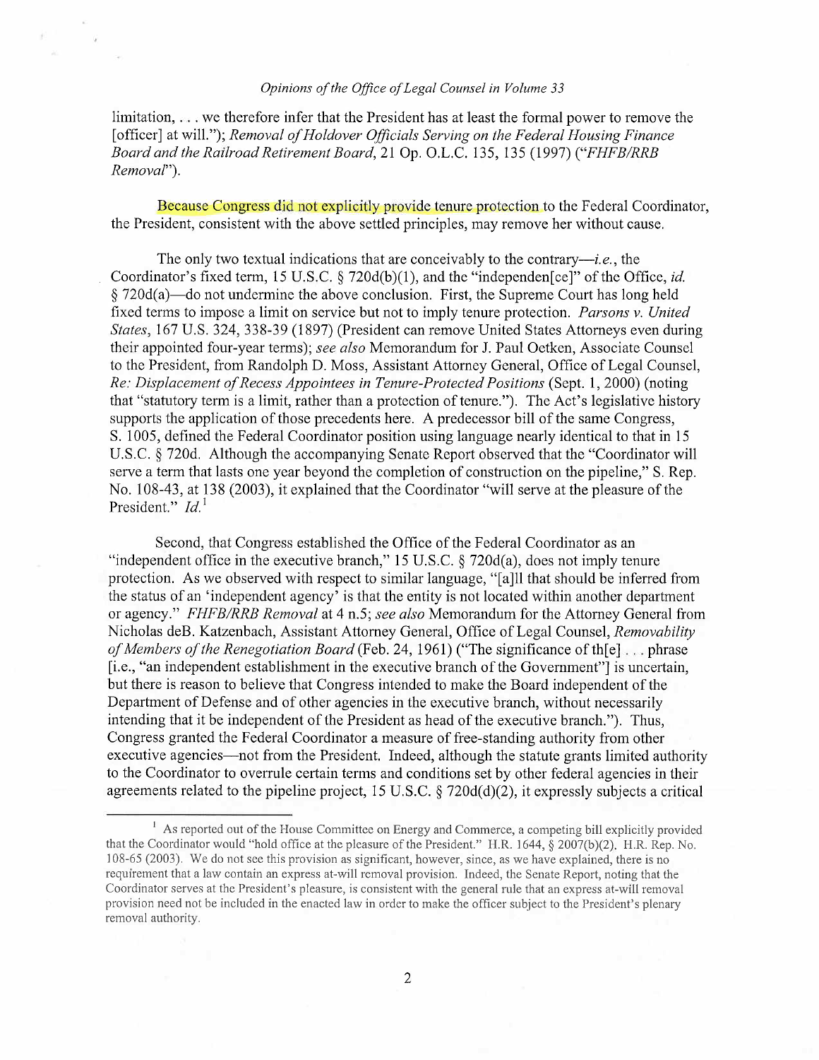limitation, . . . we therefore infer that the President has at least the formal power to remove the [officer] at will."); *Removal of Holdover Officials Serving on the Federal Housing Finance Board and the Railroad Retirement Board*, 21 Op. O.L.C. 135, 135 (1997) ("*FHFB/RRB Removal*").

Because Congress did not explicitly provide tenure protection to the Federal Coordinator, the President, consistent with the above settled principles, may remove her without cause.

The only two textual indications that are conceivably to the contrary—*i.e.*, the Coordinator's fixed term, 15 U.S.C. § 720d(b)(1), and the "independen[ce]" of the Office, *id.* § 720d(a)—do not undermine the above conclusion. First, the Supreme Court has long held fixed terms to impose a limit on service but not to imply tenure protection. *Parsons v. United States*, 167 U.S. 324, 338-39 (1897) (President can remove United States Attorneys even during their appointed four-year terms); *see also* Memorandum for J. Paul Oetken, Associate Counsel to the President, from Randolph D. Moss, Assistant Attorney General, Office of Legal Counsel, *Re: Displacement of Recess Appointees in Tenure-Protected Positions* (Sept. 1, 2000) (noting that "statutory term is a limit, rather than a protection of tenure."). The Act's legislative history supports the application of those precedents here. A predecessor bill of the same Congress, S. 1005, defined the Federal Coordinator position using language nearly identical to that in 15 U.S.C. § 720d. Although the accompanying Senate Report observed that the "Coordinator will serve a term that lasts one year beyond the completion of construction on the pipeline," S. Rep. No. 108-43, at 138 (2003), it explained that the Coordinator "will serve at the pleasure of the President." *Id.*[1]

Second, that Congress established the Office of the Federal Coordinator as an "independent office in the executive branch," 15 U.S.C. § 720d(a), does not imply tenure protection. As we observed with respect to similar language, "[a]ll that should be inferred from the status of an 'independent agency' is that the entity is not located within another department or agency." *FHFB/RRB Removal* at 4 n.5; *see also* Memorandum for the Attorney General from Nicholas deB. Katzenbach, Assistant Attorney General, Office of Legal Counsel, *Removability of Members of the Renegotiation Board* (Feb. 24, 1961) ("The significance of th[e] . . . phrase [i.e., "an independent establishment in the executive branch of the Government"] is uncertain, but there is reason to believe that Congress intended to make the Board independent of the Department of Defense and of other agencies in the executive branch, without necessarily intending that it be independent of the President as head of the executive branch."). Thus, Congress granted the Federal Coordinator a measure of free-standing authority from other executive agencies—not from the President. Indeed, although the statute grants limited authority to the Coordinator to overrule certain terms and conditions set by other federal agencies in their agreements related to the pipeline project, 15 U.S.C. § 720d(d)(2), it expressly subjects a critical

---

[1] As reported out of the House Committee on Energy and Commerce, a competing bill explicitly provided that the Coordinator would "hold office at the pleasure of the President." H.R. 1644, § 2007(b)(2). H.R. Rep. No. 108-65 (2003). We do not see this provision as significant, however, since, as we have explained, there is no requirement that a law contain an express at-will removal provision. Indeed, the Senate Report, noting that the Coordinator serves at the President's pleasure, is consistent with the general rule that an express at-will removal provision need not be included in the enacted law in order to make the officer subject to the President's plenary removal authority.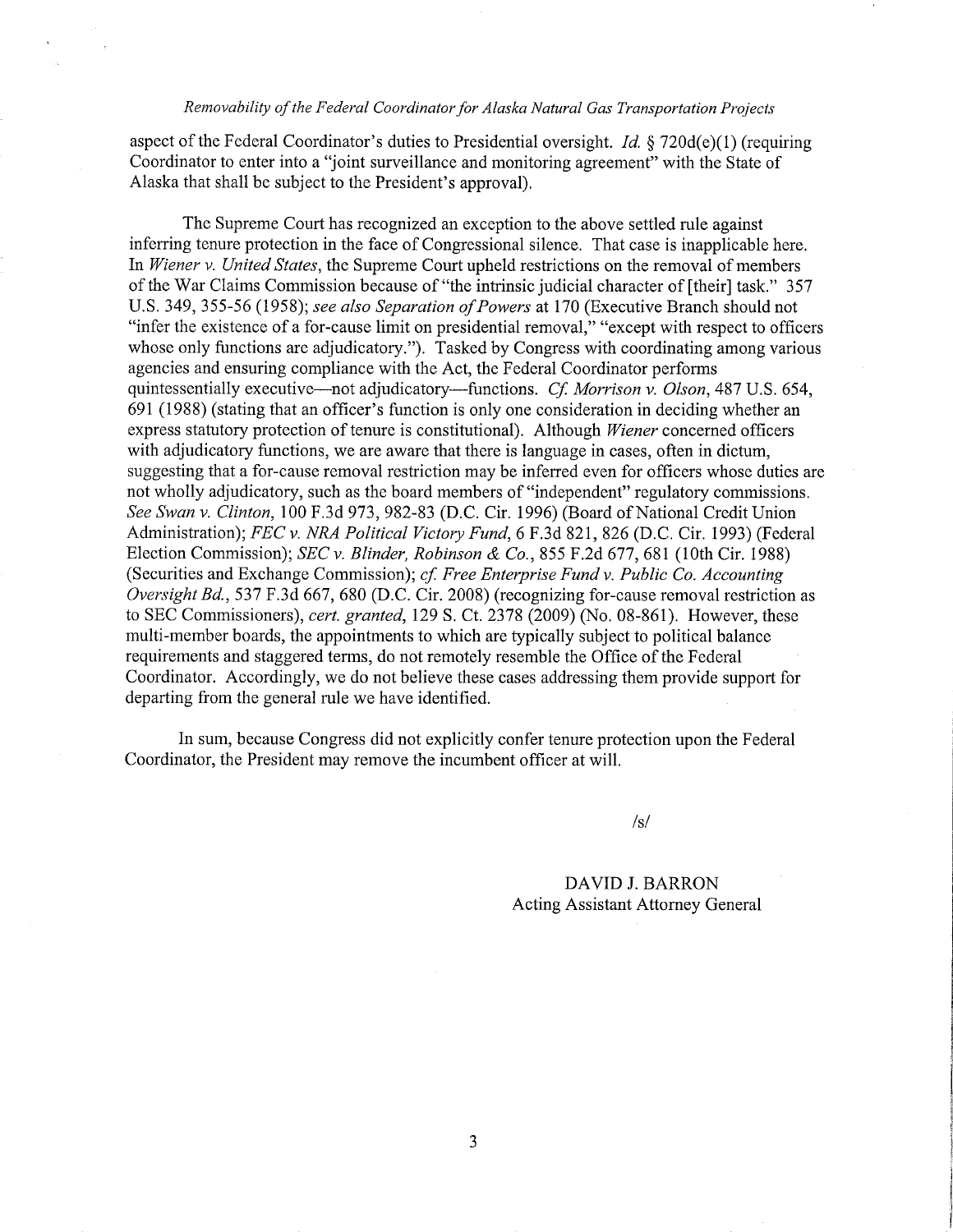aspect of the Federal Coordinator's duties to Presidential oversight. *Id.* § 720d(e)(1) (requiring Coordinator to enter into a "joint surveillance and monitoring agreement" with the State of Alaska that shall be subject to the President's approval).

The Supreme Court has recognized an exception to the above settled rule against inferring tenure protection in the face of Congressional silence. That case is inapplicable here. In *Wiener v. United States*, the Supreme Court upheld restrictions on the removal of members of the War Claims Commission because of "the intrinsic judicial character of [their] task." 357 U.S. 349, 355-56 (1958); *see also Separation of Powers* at 170 (Executive Branch should not "infer the existence of a for-cause limit on presidential removal," "except with respect to officers whose only functions are adjudicatory."). Tasked by Congress with coordinating among various agencies and ensuring compliance with the Act, the Federal Coordinator performs quintessentially executive—not adjudicatory—functions. *Cf. Morrison v. Olson*, 487 U.S. 654, 691 (1988) (stating that an officer's function is only one consideration in deciding whether an express statutory protection of tenure is constitutional). Although *Wiener* concerned officers with adjudicatory functions, we are aware that there is language in cases, often in dictum, suggesting that a for-cause removal restriction may be inferred even for officers whose duties are not wholly adjudicatory, such as the board members of "independent" regulatory commissions. *See Swan v. Clinton*, 100 F.3d 973, 982-83 (D.C. Cir. 1996) (Board of National Credit Union Administration); *FEC v. NRA Political Victory Fund*, 6 F.3d 821, 826 (D.C. Cir. 1993) (Federal Election Commission); *SEC v. Blinder, Robinson & Co.*, 855 F.2d 677, 681 (10th Cir. 1988) (Securities and Exchange Commission); *cf. Free Enterprise Fund v. Public Co. Accounting Oversight Bd.*, 537 F.3d 667, 680 (D.C. Cir. 2008) (recognizing for-cause removal restriction as to SEC Commissioners), *cert. granted*, 129 S. Ct. 2378 (2009) (No. 08-861). However, these multi-member boards, the appointments to which are typically subject to political balance requirements and staggered terms, do not remotely resemble the Office of the Federal Coordinator. Accordingly, we do not believe these cases addressing them provide support for departing from the general rule we have identified.

In sum, because Congress did not explicitly confer tenure protection upon the Federal Coordinator, the President may remove the incumbent officer at will.

/s/

DAVID J. BARRON
Acting Assistant Attorney General